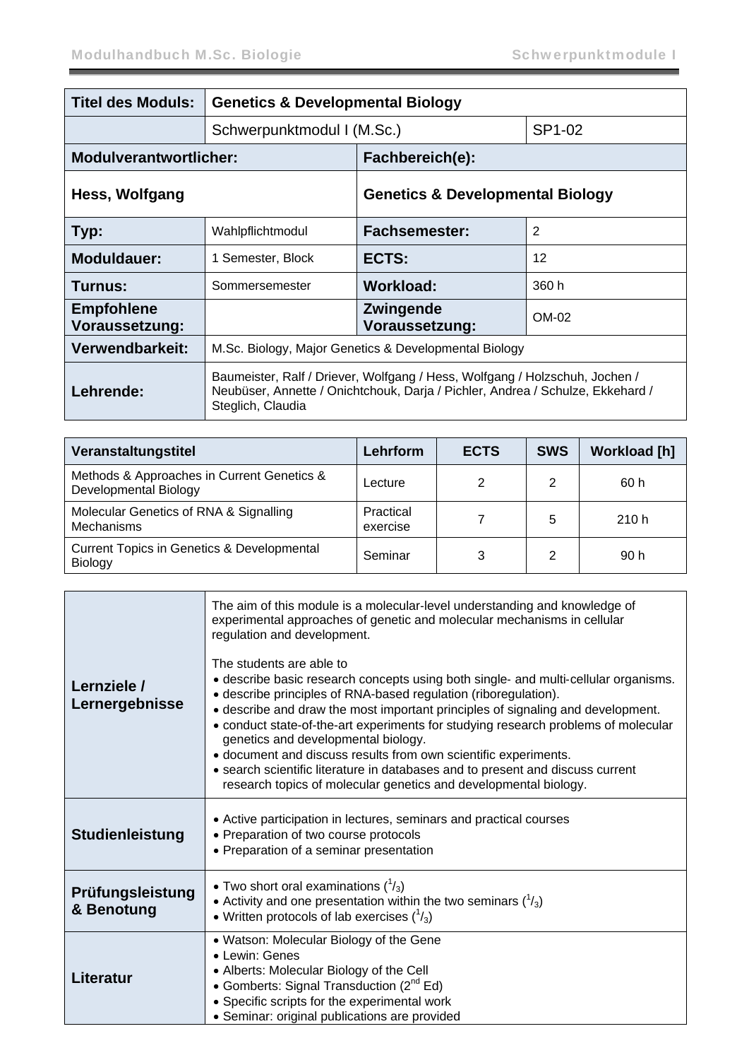| Titel des Moduls: | Genetics & Developmental Biology | | |
|---|---|---|---|
| | Schwerpunktmodul I (M.Sc.) | | SP1-02 |
| **Modulverantwortlicher:** | | **Fachbereich(e):** | |
| **Hess, Wolfgang** | | **Genetics & Developmental Biology** | |
| **Typ:** | Wahlpflichtmodul | **Fachsemester:** | 2 |
| **Moduldauer:** | 1 Semester, Block | **ECTS:** | 12 |
| **Turnus:** | Sommersemester | **Workload:** | 360 h |
| **Empfohlene Voraussetzung:** | | **Zwingende Voraussetzung:** | OM-02 |
| **Verwendbarkeit:** | M.Sc. Biology, Major Genetics & Developmental Biology | | |
| **Lehrende:** | Baumeister, Ralf / Driever, Wolfgang / Hess, Wolfgang / Holzschuh, Jochen / Neubüser, Annette / Onichtchouk, Darja / Pichler, Andrea / Schulze, Ekkehard / Steglich, Claudia | | |

| Veranstaltungstitel | Lehrform | ECTS | SWS | Workload [h] |
|---|---|---|---|---|
| Methods & Approaches in Current Genetics & Developmental Biology | Lecture | 2 | 2 | 60 h |
| Molecular Genetics of RNA & Signalling Mechanisms | Practical exercise | 7 | 5 | 210 h |
| Current Topics in Genetics & Developmental Biology | Seminar | 3 | 2 | 90 h |

| | |
|---|---|
| **Lernziele / Lernergebnisse** | The aim of this module is a molecular-level understanding and knowledge of experimental approaches of genetic and molecular mechanisms in cellular regulation and development.<br><br>The students are able to<br>• describe basic research concepts using both single- and multi-cellular organisms.<br>• describe principles of RNA-based regulation (riboregulation).<br>• describe and draw the most important principles of signaling and development.<br>• conduct state-of-the-art experiments for studying research problems of molecular genetics and developmental biology.<br>• document and discuss results from own scientific experiments.<br>• search scientific literature in databases and to present and discuss current research topics of molecular genetics and developmental biology. |
| **Studienleistung** | • Active participation in lectures, seminars and practical courses<br>• Preparation of two course protocols<br>• Preparation of a seminar presentation |
| **Prüfungsleistung & Benotung** | • Two short oral examinations ($^1/_3$)<br>• Activity and one presentation within the two seminars ($^1/_3$)<br>• Written protocols of lab exercises ($^1/_3$) |
| **Literatur** | • Watson: Molecular Biology of the Gene<br>• Lewin: Genes<br>• Alberts: Molecular Biology of the Cell<br>• Gomberts: Signal Transduction (2nd Ed)<br>• Specific scripts for the experimental work<br>• Seminar: original publications are provided |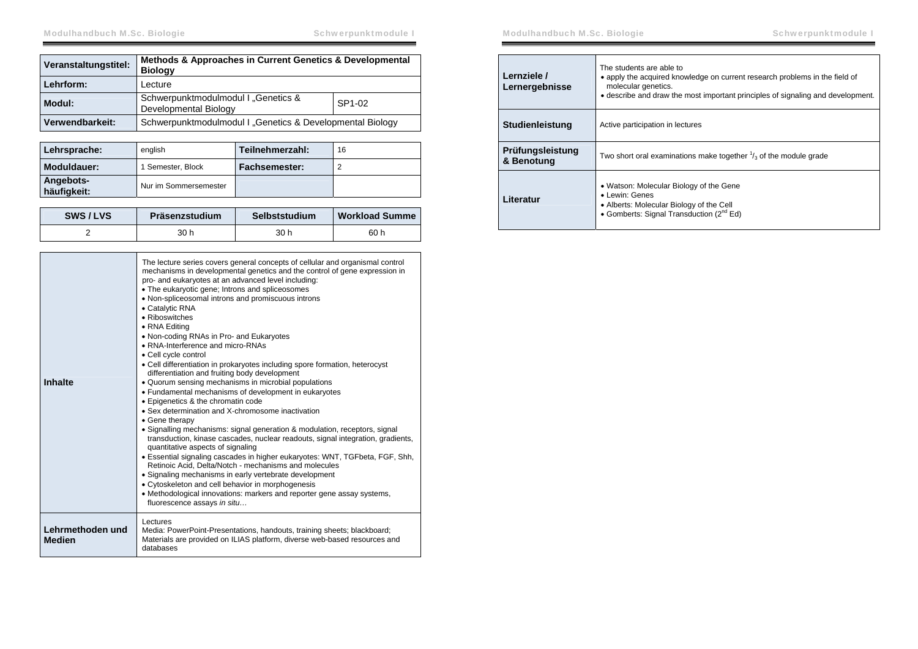| Veranstaltungstitel: | Methods & Approaches in Current Genetics & Developmental Biology | |
|---|---|---|
| Lehrform: | Lecture | |
| Modul: | Schwerpunktmodulmodul I „Genetics & Developmental Biology | SP1-02 |
| Verwendbarkeit: | Schwerpunktmodulmodul I „Genetics & Developmental Biology | |

| Lehrsprache: | english | Teilnehmerzahl: | 16 |
|---|---|---|---|
| Moduldauer: | 1 Semester, Block | Fachsemester: | 2 |
| Angebots-häufigkeit: | Nur im Sommersemester | | |

| SWS / LVS | Präsenzstudium | Selbststudium | Workload Summe |
|---|---|---|---|
| 2 | 30 h | 30 h | 60 h |

| | |
|---|---|
| **Inhalte** | The lecture series covers general concepts of cellular and organismal control mechanisms in developmental genetics and the control of gene expression in pro- and eukaryotes at an advanced level including:<br>• The eukaryotic gene; Introns and spliceosomes<br>• Non-spliceosomal introns and promiscuous introns<br>• Catalytic RNA<br>• Riboswitches<br>• RNA Editing<br>• Non-coding RNAs in Pro- and Eukaryotes<br>• RNA-Interference and micro-RNAs<br>• Cell cycle control<br>• Cell differentiation in prokaryotes including spore formation, heterocyst differentiation and fruiting body development<br>• Quorum sensing mechanisms in microbial populations<br>• Fundamental mechanisms of development in eukaryotes<br>• Epigenetics & the chromatin code<br>• Sex determination and X-chromosome inactivation<br>• Gene therapy<br>• Signalling mechanisms: signal generation & modulation, receptors, signal transduction, kinase cascades, nuclear readouts, signal integration, gradients, quantitative aspects of signaling<br>• Essential signaling cascades in higher eukaryotes: WNT, TGFbeta, FGF, Shh, Retinoic Acid, Delta/Notch - mechanisms and molecules<br>• Signaling mechanisms in early vertebrate development<br>• Cytoskeleton and cell behavior in morphogenesis<br>• Methodological innovations: markers and reporter gene assay systems, fluorescence assays *in situ*… |
| **Lehrmethoden und Medien** | Lectures<br>Media: PowerPoint-Presentations, handouts, training sheets; blackboard; Materials are provided on ILIAS platform, diverse web-based resources and databases |
| **Lernziele / Lernergebnisse** | The students are able to<br>• apply the acquired knowledge on current research problems in the field of molecular genetics.<br>• describe and draw the most important principles of signaling and development. |
| **Studienleistung** | Active participation in lectures |
| **Prüfungsleistung & Benotung** | Two short oral examinations make together $^{1}/_{3}$ of the module grade |
| **Literatur** | • Watson: Molecular Biology of the Gene<br>• Lewin: Genes<br>• Alberts: Molecular Biology of the Cell<br>• Gomberts: Signal Transduction ($2^{nd}$ Ed) |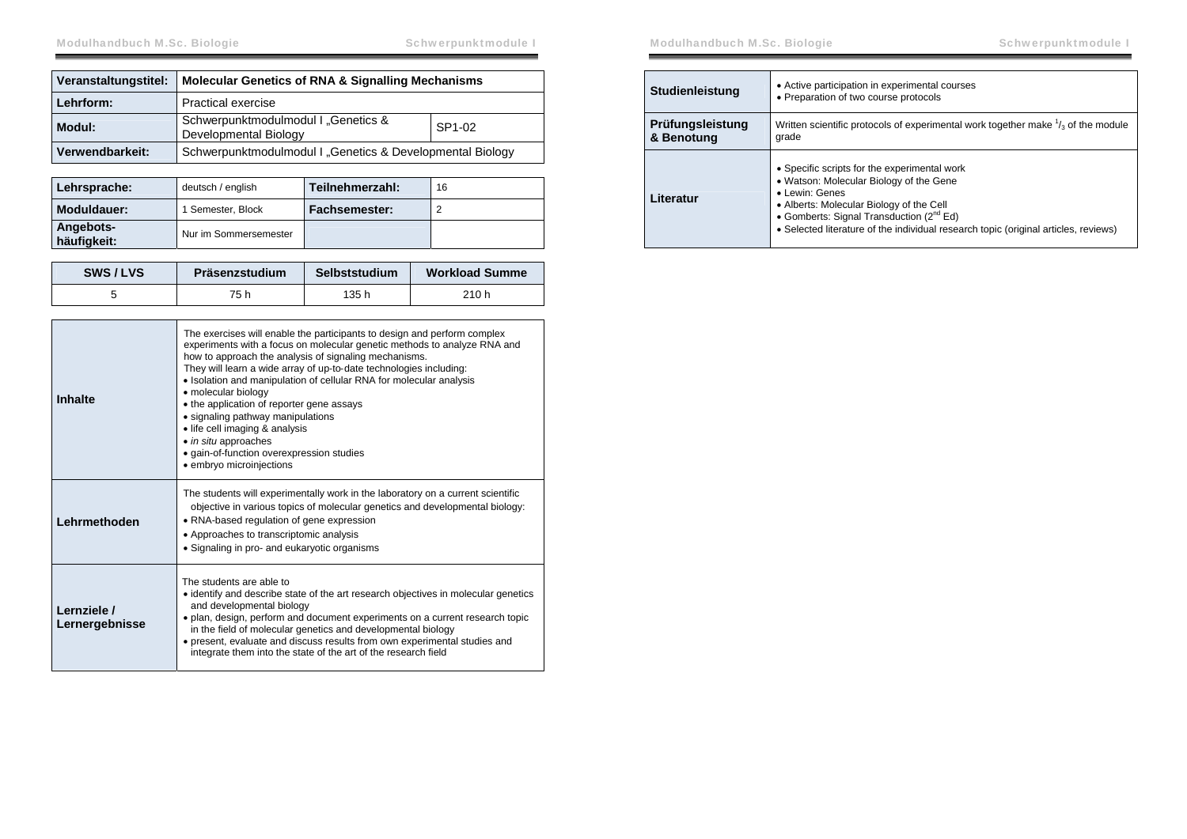| Veranstaltungstitel: | Molecular Genetics of RNA & Signalling Mechanisms | |
|---|---|---|
| Lehrform: | Practical exercise | |
| Modul: | Schwerpunktmodulmodul I „Genetics & Developmental Biology | SP1-02 |
| Verwendbarkeit: | Schwerpunktmodulmodul I „Genetics & Developmental Biology | |

| Lehrsprache: | deutsch / english | Teilnehmerzahl: | 16 |
|---|---|---|---|
| Moduldauer: | 1 Semester, Block | Fachsemester: | 2 |
| Angebots-häufigkeit: | Nur im Sommersemester | | |

| SWS / LVS | Präsenzstudium | Selbststudium | Workload Summe |
|---|---|---|---|
| 5 | 75 h | 135 h | 210 h |

| | |
|---|---|
| **Inhalte** | The exercises will enable the participants to design and perform complex experiments with a focus on molecular genetic methods to analyze RNA and how to approach the analysis of signaling mechanisms.<br>They will learn a wide array of up-to-date technologies including:<br>• Isolation and manipulation of cellular RNA for molecular analysis<br>• molecular biology<br>• the application of reporter gene assays<br>• signaling pathway manipulations<br>• life cell imaging & analysis<br>• *in situ* approaches<br>• gain-of-function overexpression studies<br>• embryo microinjections |
| **Lehrmethoden** | The students will experimentally work in the laboratory on a current scientific objective in various topics of molecular genetics and developmental biology:<br>• RNA-based regulation of gene expression<br>• Approaches to transcriptomic analysis<br>• Signaling in pro- and eukaryotic organisms |
| **Lernziele / Lernergebnisse** | The students are able to<br>• identify and describe state of the art research objectives in molecular genetics and developmental biology<br>• plan, design, perform and document experiments on a current research topic in the field of molecular genetics and developmental biology<br>• present, evaluate and discuss results from own experimental studies and integrate them into the state of the art of the research field |

| | |
|---|---|
| **Studienleistung** | • Active participation in experimental courses<br>• Preparation of two course protocols |
| **Prüfungsleistung & Benotung** | Written scientific protocols of experimental work together make $^{1}/_{3}$ of the module grade |
| **Literatur** | • Specific scripts for the experimental work<br>• Watson: Molecular Biology of the Gene<br>• Lewin: Genes<br>• Alberts: Molecular Biology of the Cell<br>• Gomberts: Signal Transduction (2nd Ed)<br>• Selected literature of the individual research topic (original articles, reviews) |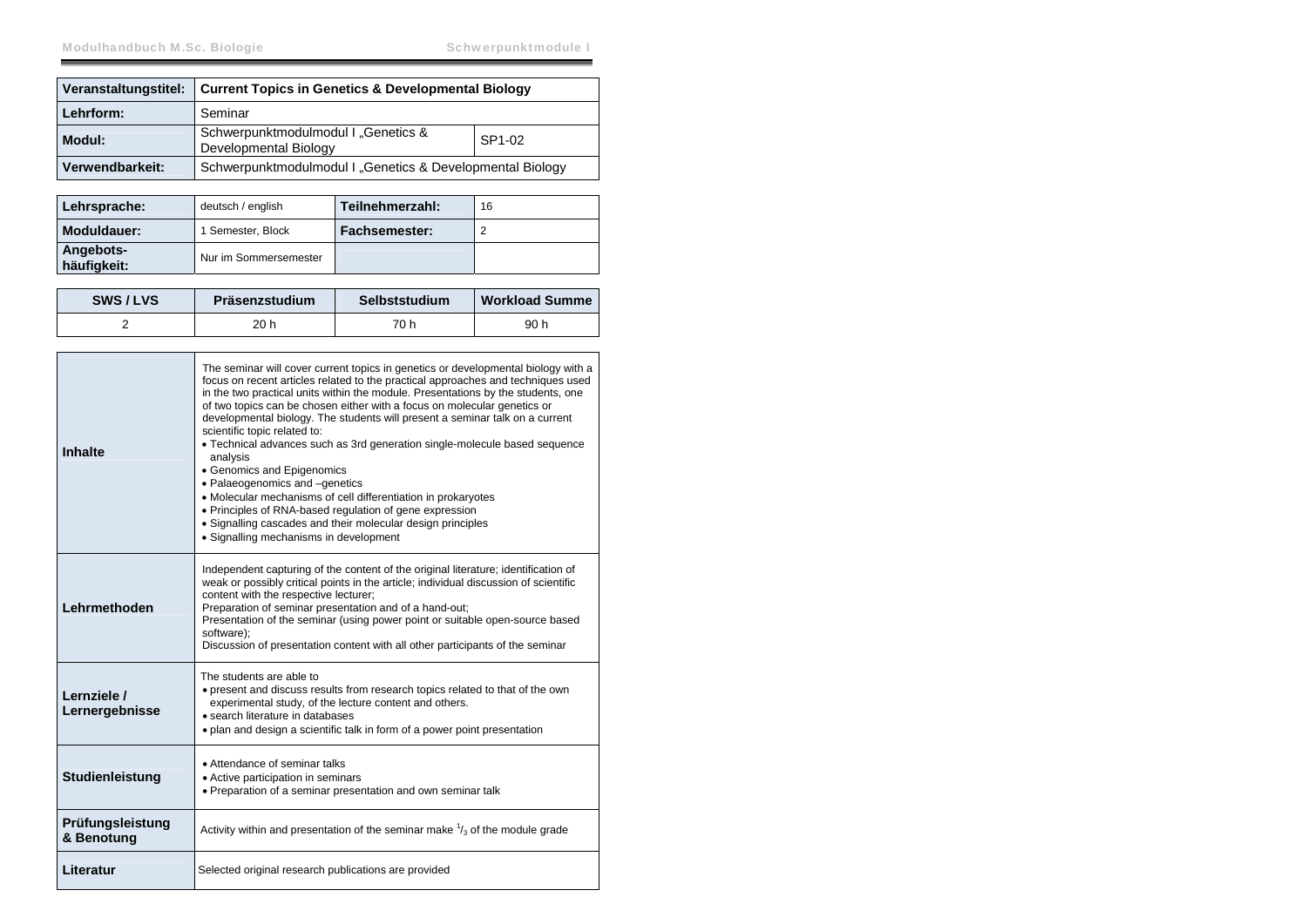| | | |
|---|---|---|
| **Veranstaltungstitel:** | **Current Topics in Genetics & Developmental Biology** | |
| **Lehrform:** | Seminar | |
| **Modul:** | Schwerpunktmodulmodul I „Genetics & Developmental Biology | SP1-02 |
| **Verwendbarkeit:** | Schwerpunktmodulmodul I „Genetics & Developmental Biology | |

| | | | |
|---|---|---|---|
| **Lehrsprache:** | deutsch / english | **Teilnehmerzahl:** | 16 |
| **Moduldauer:** | 1 Semester, Block | **Fachsemester:** | 2 |
| **Angebots-häufigkeit:** | Nur im Sommersemester | | |

| SWS / LVS | Präsenzstudium | Selbststudium | Workload Summe |
|---|---|---|---|
| 2 | 20 h | 70 h | 90 h |

| | |
|---|---|
| **Inhalte** | The seminar will cover current topics in genetics or developmental biology with a focus on recent articles related to the practical approaches and techniques used in the two practical units within the module. Presentations by the students, one of two topics can be chosen either with a focus on molecular genetics or developmental biology. The students will present a seminar talk on a current scientific topic related to:<br>• Technical advances such as 3rd generation single-molecule based sequence analysis<br>• Genomics and Epigenomics<br>• Palaeogenomics and –genetics<br>• Molecular mechanisms of cell differentiation in prokaryotes<br>• Principles of RNA-based regulation of gene expression<br>• Signalling cascades and their molecular design principles<br>• Signalling mechanisms in development |
| **Lehrmethoden** | Independent capturing of the content of the original literature; identification of weak or possibly critical points in the article; individual discussion of scientific content with the respective lecturer;<br>Preparation of seminar presentation and of a hand-out;<br>Presentation of the seminar (using power point or suitable open-source based software);<br>Discussion of presentation content with all other participants of the seminar |
| **Lernziele / Lernergebnisse** | The students are able to<br>• present and discuss results from research topics related to that of the own experimental study, of the lecture content and others.<br>• search literature in databases<br>• plan and design a scientific talk in form of a power point presentation |
| **Studienleistung** | • Attendance of seminar talks<br>• Active participation in seminars<br>• Preparation of a seminar presentation and own seminar talk |
| **Prüfungsleistung & Benotung** | Activity within and presentation of the seminar make $^{1}/_{3}$ of the module grade |
| **Literatur** | Selected original research publications are provided |